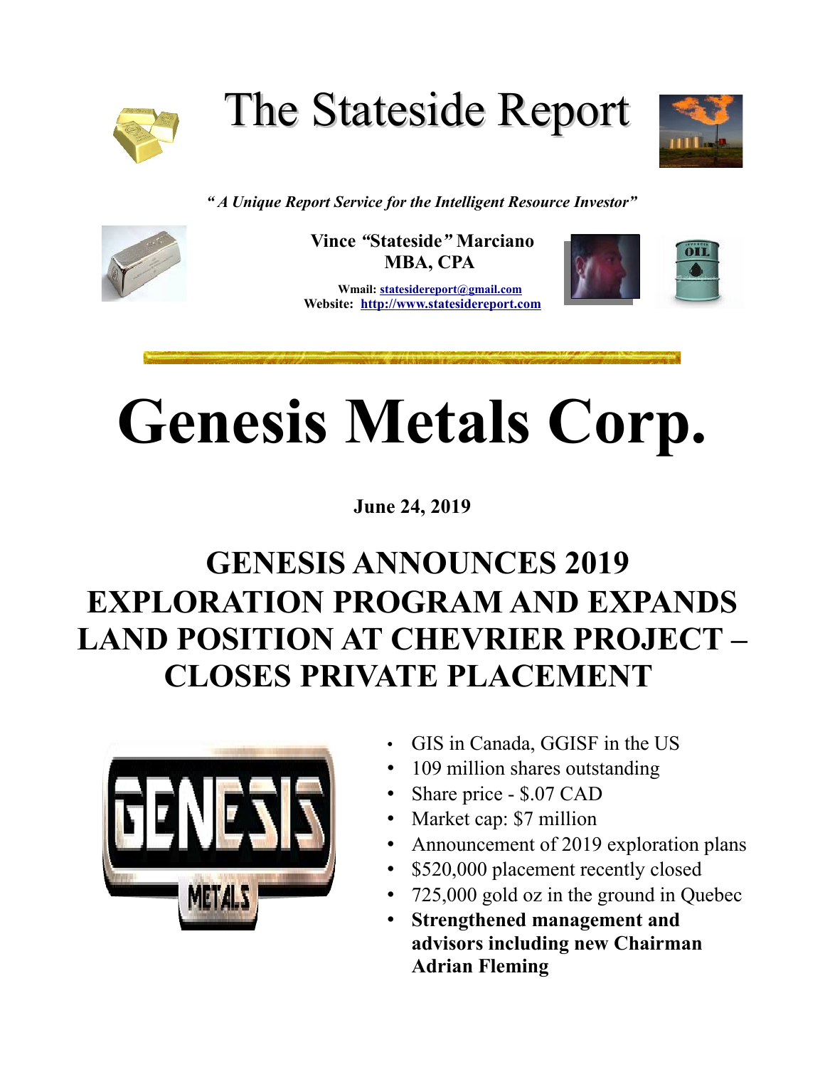# The Stateside Report

*"A Unique Report Service for the Intelligent Resource Investor"*

**Vince "Stateside" Marciano**
**MBA, CPA**

**Wmail: statesidereport@gmail.com**
**Website: http://www.statesidereport.com**

# Genesis Metals Corp.

**June 24, 2019**

## GENESIS ANNOUNCES 2019 EXPLORATION PROGRAM AND EXPANDS LAND POSITION AT CHEVRIER PROJECT – CLOSES PRIVATE PLACEMENT

- GIS in Canada, GGISF in the US
- 109 million shares outstanding
- Share price - $.07 CAD
- Market cap: $7 million
- Announcement of 2019 exploration plans
- $520,000 placement recently closed
- 725,000 gold oz in the ground in Quebec
- **Strengthened management and advisors including new Chairman Adrian Fleming**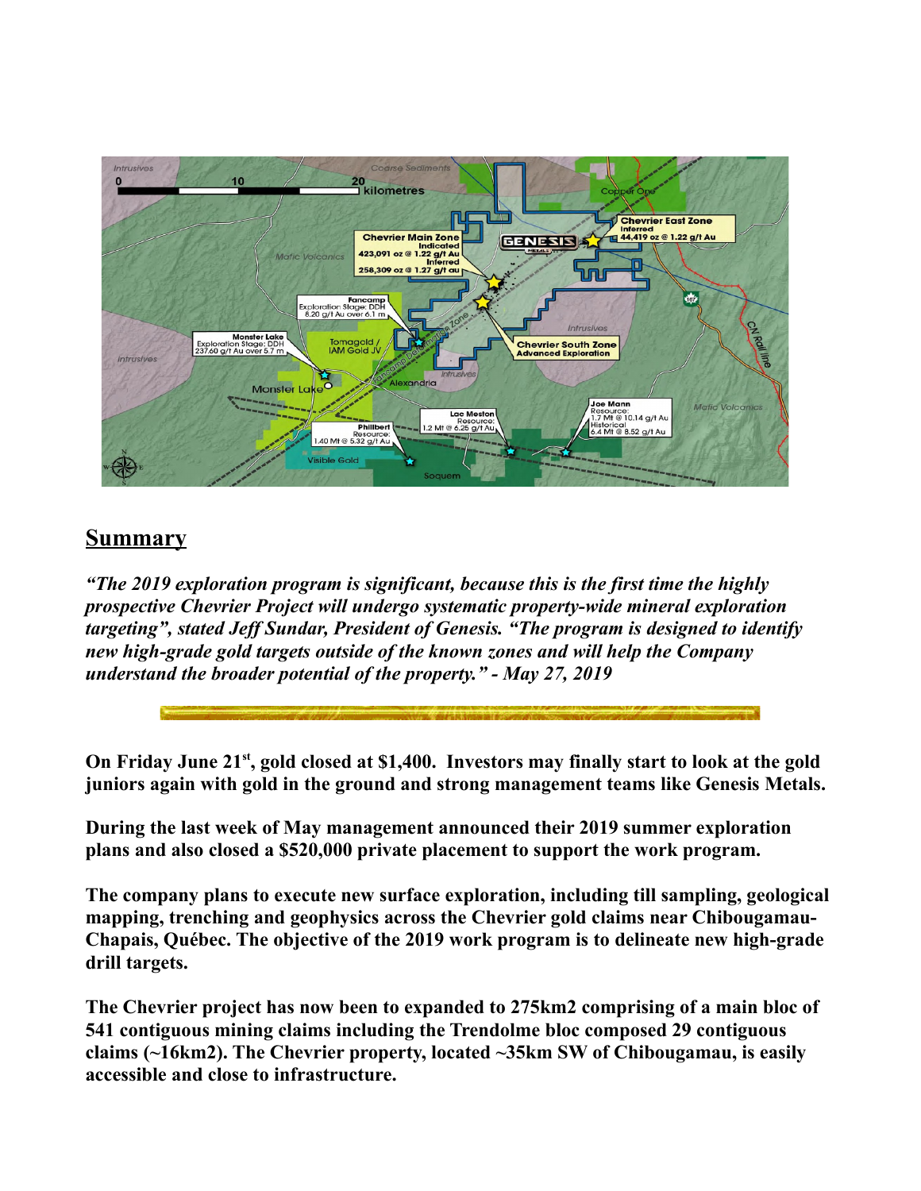## Summary

***"The 2019 exploration program is significant, because this is the first time the highly prospective Chevrier Project will undergo systematic property-wide mineral exploration targeting", stated Jeff Sundar, President of Genesis. "The program is designed to identify new high-grade gold targets outside of the known zones and will help the Company understand the broader potential of the property." - May 27, 2019***

**On Friday June 21st, gold closed at $1,400. Investors may finally start to look at the gold juniors again with gold in the ground and strong management teams like Genesis Metals.**

**During the last week of May management announced their 2019 summer exploration plans and also closed a $520,000 private placement to support the work program.**

**The company plans to execute new surface exploration, including till sampling, geological mapping, trenching and geophysics across the Chevrier gold claims near Chibougamau-Chapais, Québec. The objective of the 2019 work program is to delineate new high-grade drill targets.**

**The Chevrier project has now been to expanded to 275km2 comprising of a main bloc of 541 contiguous mining claims including the Trendolme bloc composed 29 contiguous claims (~16km2). The Chevrier property, located ~35km SW of Chibougamau, is easily accessible and close to infrastructure.**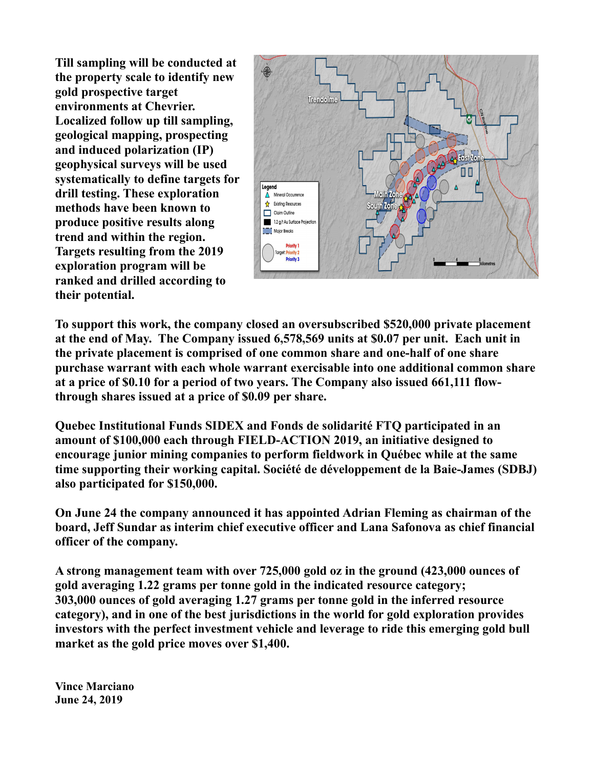**Till sampling will be conducted at the property scale to identify new gold prospective target environments at Chevrier. Localized follow up till sampling, geological mapping, prospecting and induced polarization (IP) geophysical surveys will be used systematically to define targets for drill testing. These exploration methods have been known to produce positive results along trend and within the region. Targets resulting from the 2019 exploration program will be ranked and drilled according to their potential.**

**To support this work, the company closed an oversubscribed \$520,000 private placement at the end of May. The Company issued 6,578,569 units at \$0.07 per unit. Each unit in the private placement is comprised of one common share and one-half of one share purchase warrant with each whole warrant exercisable into one additional common share at a price of \$0.10 for a period of two years. The Company also issued 661,111 flow-through shares issued at a price of \$0.09 per share.**

**Quebec Institutional Funds SIDEX and Fonds de solidarité FTQ participated in an amount of \$100,000 each through FIELD-ACTION 2019, an initiative designed to encourage junior mining companies to perform fieldwork in Québec while at the same time supporting their working capital. Société de développement de la Baie-James (SDBJ) also participated for \$150,000.**

**On June 24 the company announced it has appointed Adrian Fleming as chairman of the board, Jeff Sundar as interim chief executive officer and Lana Safonova as chief financial officer of the company.**

**A strong management team with over 725,000 gold oz in the ground (423,000 ounces of gold averaging 1.22 grams per tonne gold in the indicated resource category; 303,000 ounces of gold averaging 1.27 grams per tonne gold in the inferred resource category), and in one of the best jurisdictions in the world for gold exploration provides investors with the perfect investment vehicle and leverage to ride this emerging gold bull market as the gold price moves over \$1,400.**

**Vince Marciano**
**June 24, 2019**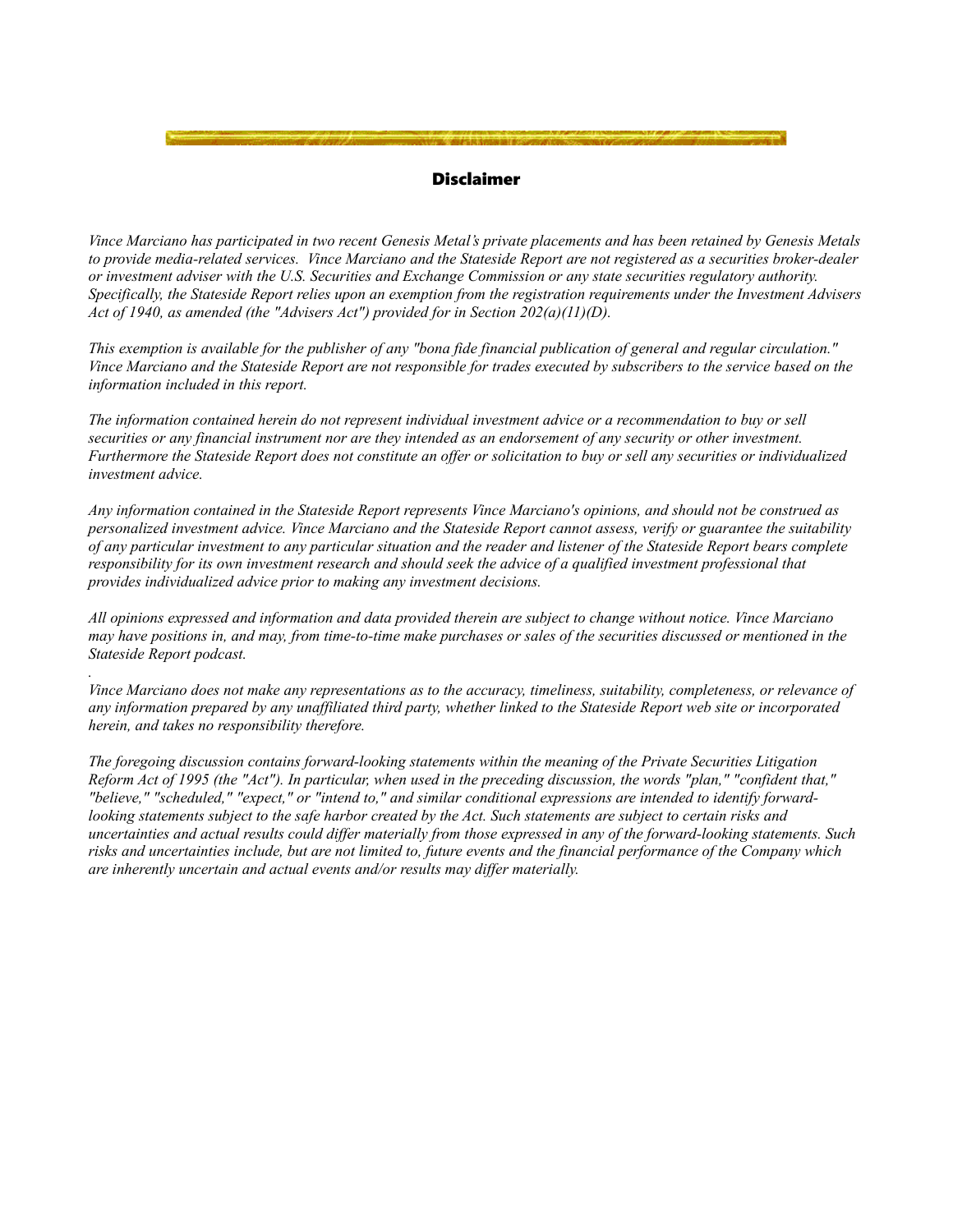## Disclaimer

*Vince Marciano has participated in two recent Genesis Metal's private placements and has been retained by Genesis Metals to provide media-related services. Vince Marciano and the Stateside Report are not registered as a securities broker-dealer or investment adviser with the U.S. Securities and Exchange Commission or any state securities regulatory authority. Specifically, the Stateside Report relies upon an exemption from the registration requirements under the Investment Advisers Act of 1940, as amended (the "Advisers Act") provided for in Section 202(a)(11)(D).*

*This exemption is available for the publisher of any "bona fide financial publication of general and regular circulation." Vince Marciano and the Stateside Report are not responsible for trades executed by subscribers to the service based on the information included in this report.*

*The information contained herein do not represent individual investment advice or a recommendation to buy or sell securities or any financial instrument nor are they intended as an endorsement of any security or other investment. Furthermore the Stateside Report does not constitute an offer or solicitation to buy or sell any securities or individualized investment advice.*

*Any information contained in the Stateside Report represents Vince Marciano's opinions, and should not be construed as personalized investment advice. Vince Marciano and the Stateside Report cannot assess, verify or guarantee the suitability of any particular investment to any particular situation and the reader and listener of the Stateside Report bears complete responsibility for its own investment research and should seek the advice of a qualified investment professional that provides individualized advice prior to making any investment decisions.*

*All opinions expressed and information and data provided therein are subject to change without notice. Vince Marciano may have positions in, and may, from time-to-time make purchases or sales of the securities discussed or mentioned in the Stateside Report podcast.*

*Vince Marciano does not make any representations as to the accuracy, timeliness, suitability, completeness, or relevance of any information prepared by any unaffiliated third party, whether linked to the Stateside Report web site or incorporated herein, and takes no responsibility therefore.*

*The foregoing discussion contains forward-looking statements within the meaning of the Private Securities Litigation Reform Act of 1995 (the "Act"). In particular, when used in the preceding discussion, the words "plan," "confident that," "believe," "scheduled," "expect," or "intend to," and similar conditional expressions are intended to identify forward-looking statements subject to the safe harbor created by the Act. Such statements are subject to certain risks and uncertainties and actual results could differ materially from those expressed in any of the forward-looking statements. Such risks and uncertainties include, but are not limited to, future events and the financial performance of the Company which are inherently uncertain and actual events and/or results may differ materially.*